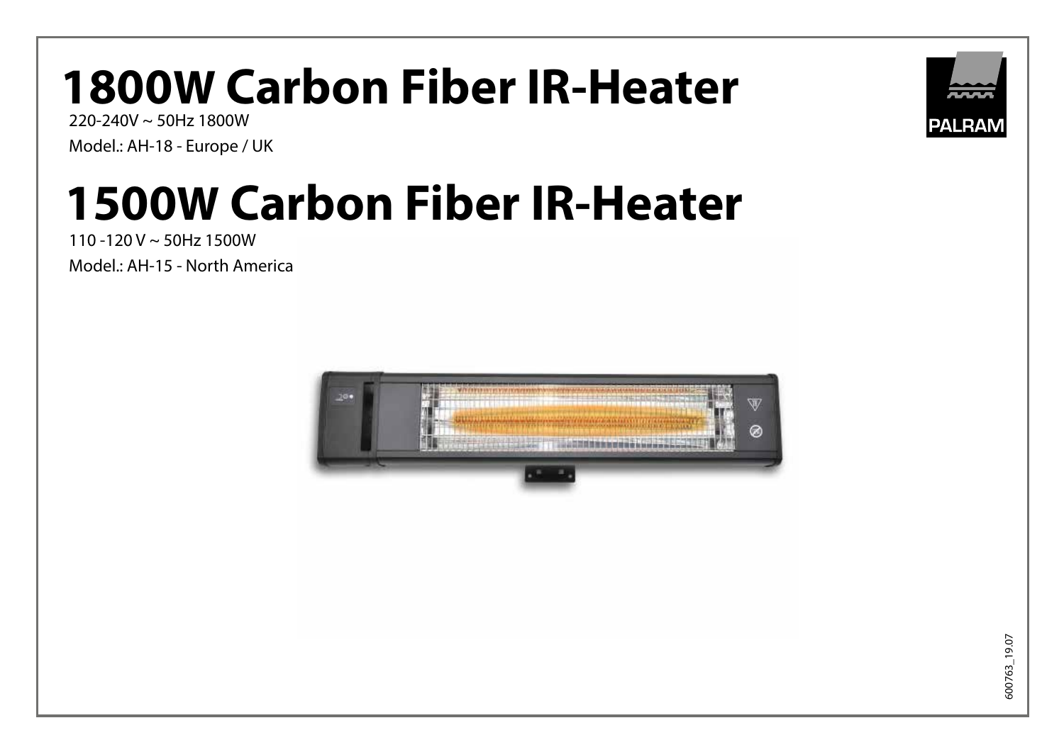# 1800W Carbon Fiber IR-Heater

220-240V ~ 50Hz 1800W

Model.: AH-18 - Europe / UK

# 1500W Carbon Fiber IR-Heater

110 -120 V ~ 50Hz 1500W

Model.: AH-15 - North America

600763_19.07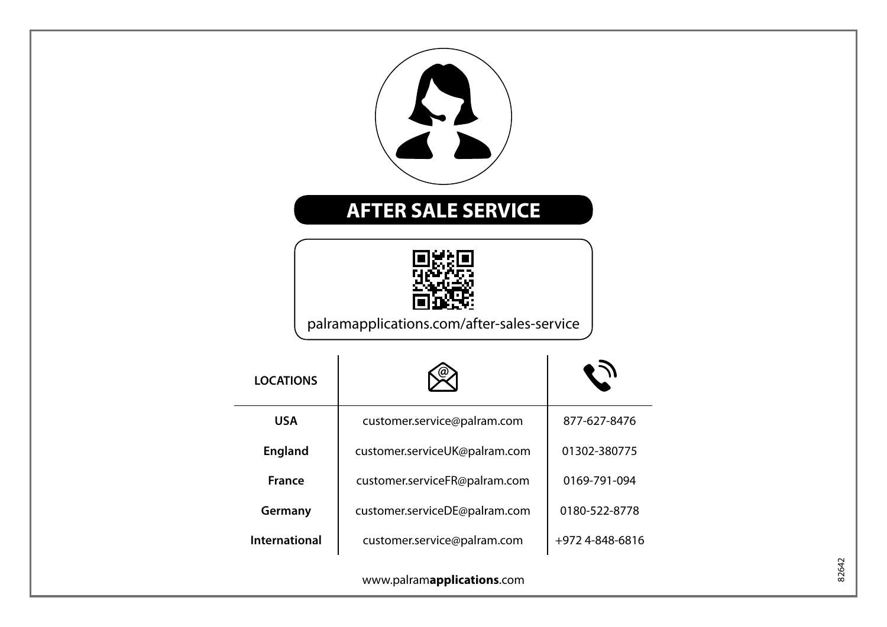# AFTER SALE SERVICE

palramapplications.com/after-sales-service

| LOCATIONS | Email | Phone |
| --- | --- | --- |
| USA | customer.service@palram.com | 877-627-8476 |
| England | customer.serviceUK@palram.com | 01302-380775 |
| France | customer.serviceFR@palram.com | 0169-791-094 |
| Germany | customer.serviceDE@palram.com | 0180-522-8778 |
| International | customer.service@palram.com | +972 4-848-6816 |

www.palram**applications**.com

82642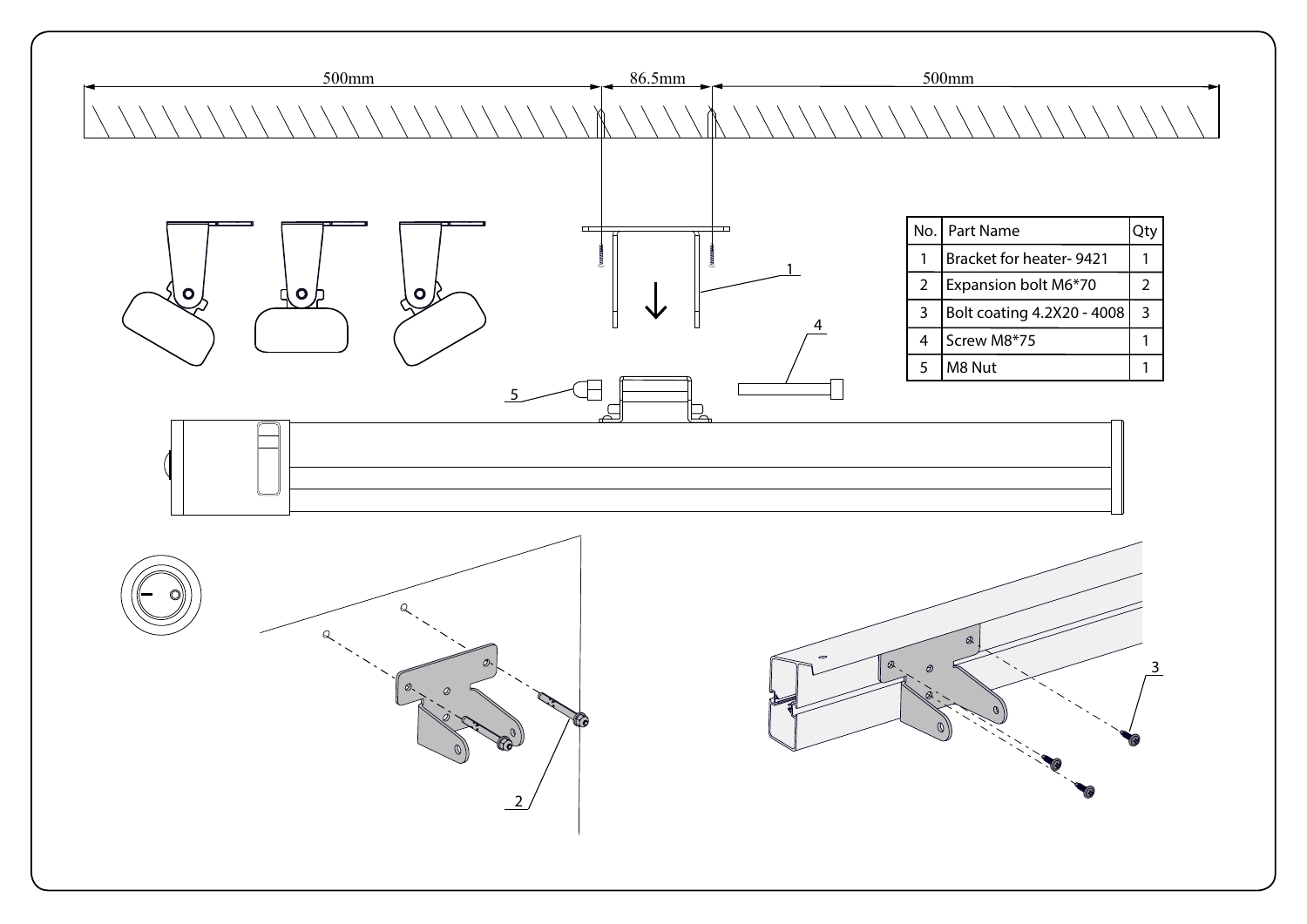500mm | 86.5mm | 500mm

| No. | Part Name | Qty |
| --- | --- | --- |
| 1 | Bracket for heater- 9421 | 1 |
| 2 | Expansion bolt M6*70 | 2 |
| 3 | Bolt coating 4.2X20 - 4008 | 3 |
| 4 | Screw M8*75 | 1 |
| 5 | M8 Nut | 1 |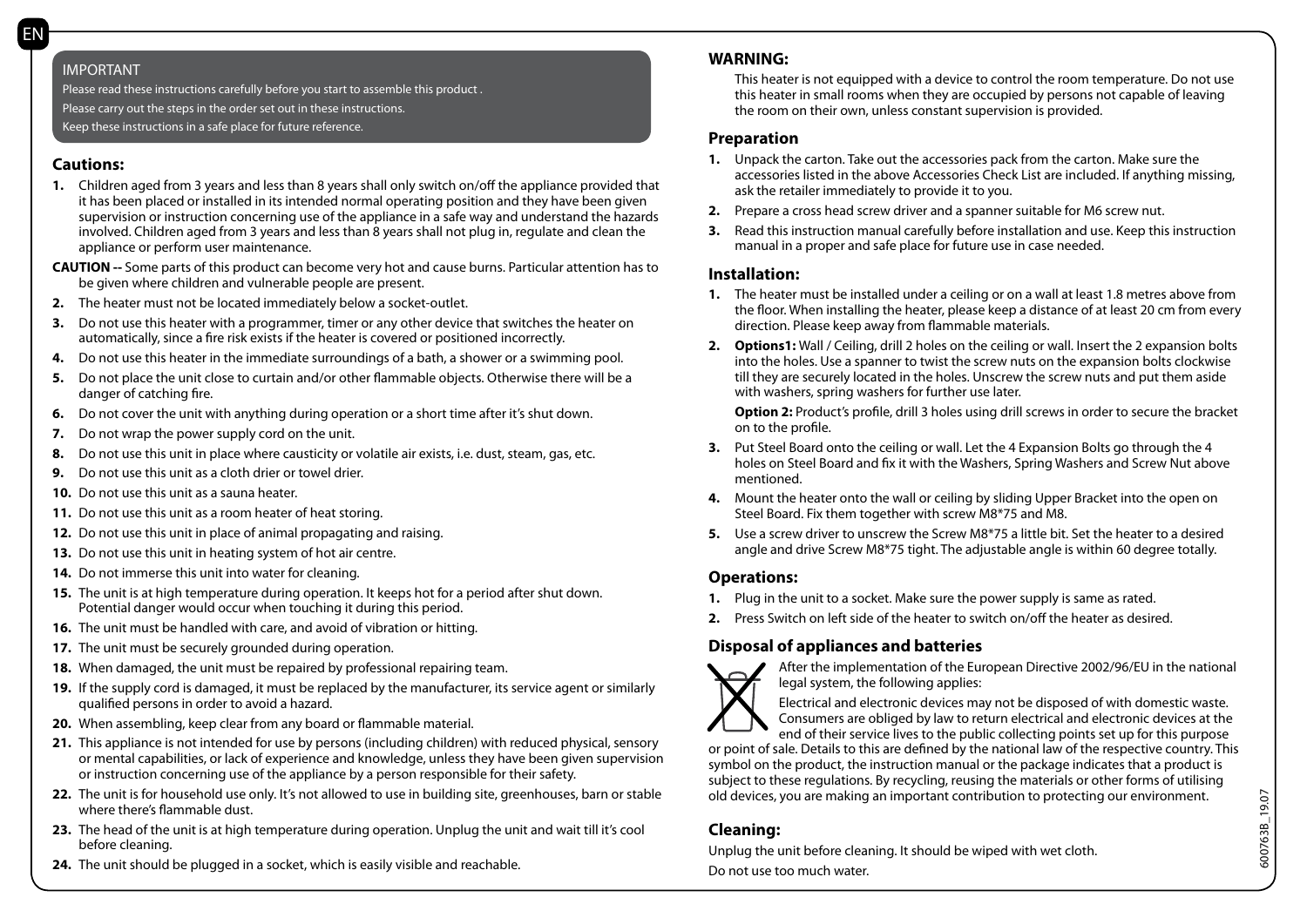IMPORTANT

Please read these instructions carefully before you start to assemble this product .

Please carry out the steps in the order set out in these instructions.

Keep these instructions in a safe place for future reference.

## Cautions:

1. Children aged from 3 years and less than 8 years shall only switch on/off the appliance provided that it has been placed or installed in its intended normal operating position and they have been given supervision or instruction concerning use of the appliance in a safe way and understand the hazards involved. Children aged from 3 years and less than 8 years shall not plug in, regulate and clean the appliance or perform user maintenance.

**CAUTION --** Some parts of this product can become very hot and cause burns. Particular attention has to be given where children and vulnerable people are present.

2. The heater must not be located immediately below a socket-outlet.
3. Do not use this heater with a programmer, timer or any other device that switches the heater on automatically, since a fire risk exists if the heater is covered or positioned incorrectly.
4. Do not use this heater in the immediate surroundings of a bath, a shower or a swimming pool.
5. Do not place the unit close to curtain and/or other flammable objects. Otherwise there will be a danger of catching fire.
6. Do not cover the unit with anything during operation or a short time after it's shut down.
7. Do not wrap the power supply cord on the unit.
8. Do not use this unit in place where causticity or volatile air exists, i.e. dust, steam, gas, etc.
9. Do not use this unit as a cloth drier or towel drier.
10. Do not use this unit as a sauna heater.
11. Do not use this unit as a room heater of heat storing.
12. Do not use this unit in place of animal propagating and raising.
13. Do not use this unit in heating system of hot air centre.
14. Do not immerse this unit into water for cleaning.
15. The unit is at high temperature during operation. It keeps hot for a period after shut down. Potential danger would occur when touching it during this period.
16. The unit must be handled with care, and avoid of vibration or hitting.
17. The unit must be securely grounded during operation.
18. When damaged, the unit must be repaired by professional repairing team.
19. If the supply cord is damaged, it must be replaced by the manufacturer, its service agent or similarly qualified persons in order to avoid a hazard.
20. When assembling, keep clear from any board or flammable material.
21. This appliance is not intended for use by persons (including children) with reduced physical, sensory or mental capabilities, or lack of experience and knowledge, unless they have been given supervision or instruction concerning use of the appliance by a person responsible for their safety.
22. The unit is for household use only. It's not allowed to use in building site, greenhouses, barn or stable where there's flammable dust.
23. The head of the unit is at high temperature during operation. Unplug the unit and wait till it's cool before cleaning.
24. The unit should be plugged in a socket, which is easily visible and reachable.

## WARNING:

This heater is not equipped with a device to control the room temperature. Do not use this heater in small rooms when they are occupied by persons not capable of leaving the room on their own, unless constant supervision is provided.

## Preparation

1. Unpack the carton. Take out the accessories pack from the carton. Make sure the accessories listed in the above Accessories Check List are included. If anything missing, ask the retailer immediately to provide it to you.
2. Prepare a cross head screw driver and a spanner suitable for M6 screw nut.
3. Read this instruction manual carefully before installation and use. Keep this instruction manual in a proper and safe place for future use in case needed.

## Installation:

1. The heater must be installed under a ceiling or on a wall at least 1.8 metres above from the floor. When installing the heater, please keep a distance of at least 20 cm from every direction. Please keep away from flammable materials.
2. **Options1:** Wall / Ceiling, drill 2 holes on the ceiling or wall. Insert the 2 expansion bolts into the holes. Use a spanner to twist the screw nuts on the expansion bolts clockwise till they are securely located in the holes. Unscrew the screw nuts and put them aside with washers, spring washers for further use later.

   **Option 2:** Product's profile, drill 3 holes using drill screws in order to secure the bracket on to the profile.
3. Put Steel Board onto the ceiling or wall. Let the 4 Expansion Bolts go through the 4 holes on Steel Board and fix it with the Washers, Spring Washers and Screw Nut above mentioned.
4. Mount the heater onto the wall or ceiling by sliding Upper Bracket into the open on Steel Board. Fix them together with screw M8*75 and M8.
5. Use a screw driver to unscrew the Screw M8*75 a little bit. Set the heater to a desired angle and drive Screw M8*75 tight. The adjustable angle is within 60 degree totally.

## Operations:

1. Plug in the unit to a socket. Make sure the power supply is same as rated.
2. Press Switch on left side of the heater to switch on/off the heater as desired.

## Disposal of appliances and batteries

After the implementation of the European Directive 2002/96/EU in the national legal system, the following applies:

Electrical and electronic devices may not be disposed of with domestic waste. Consumers are obliged by law to return electrical and electronic devices at the end of their service lives to the public collecting points set up for this purpose or point of sale. Details to this are defined by the national law of the respective country. This symbol on the product, the instruction manual or the package indicates that a product is subject to these regulations. By recycling, reusing the materials or other forms of utilising old devices, you are making an important contribution to protecting our environment.

## Cleaning:

Unplug the unit before cleaning. It should be wiped with wet cloth.

Do not use too much water.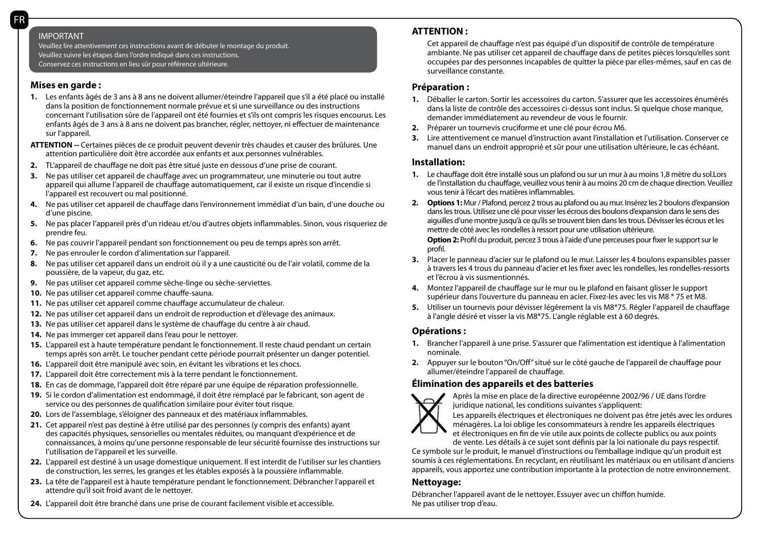FR

IMPORTANT
Veuillez lire attentivement ces instructions avant de débuter le montage du produit.
Veuillez suivre les étapes dans l'ordre indiqué dans ces instructions.
Conservez ces instructions en lieu sûr pour référence ultérieure.

## Mises en garde :

1. Les enfants âgés de 3 ans à 8 ans ne doivent allumer/éteindre l'appareil que s'il a été placé ou installé dans la position de fonctionnement normale prévue et si une surveillance ou des instructions concernant l'utilisation sûre de l'appareil ont été fournies et s'ils ont compris les risques encourus. Les enfants âgés de 3 ans à 8 ans ne doivent pas brancher, régler, nettoyer, ni effectuer de maintenance sur l'appareil.

**ATTENTION --** Certaines pièces de ce produit peuvent devenir très chaudes et causer des brûlures. Une attention particulière doit être accordée aux enfants et aux personnes vulnérables.

2. TL'appareil de chauffage ne doit pas être situé juste en dessous d'une prise de courant.
3. Ne pas utiliser cet appareil de chauffage avec un programmateur, une minuterie ou tout autre appareil qui allume l'appareil de chauffage automatiquement, car il existe un risque d'incendie si l'appareil est recouvert ou mal positionné.
4. Ne pas utiliser cet appareil de chauffage dans l'environnement immédiat d'un bain, d'une douche ou d'une piscine.
5. Ne pas placer l'appareil près d'un rideau et/ou d'autres objets inflammables. Sinon, vous risqueriez de prendre feu.
6. Ne pas couvrir l'appareil pendant son fonctionnement ou peu de temps après son arrêt.
7. Ne pas enrouler le cordon d'alimentation sur l'appareil.
8. Ne pas utiliser cet appareil dans un endroit où il y a une causticité ou de l'air volatil, comme de la poussière, de la vapeur, du gaz, etc.
9. Ne pas utiliser cet appareil comme sèche-linge ou sèche-serviettes.
10. Ne pas utiliser cet appareil comme chauffe-sauna.
11. Ne pas utiliser cet appareil comme chauffage accumulateur de chaleur.
12. Ne pas utiliser cet appareil dans un endroit de reproduction et d'élevage des animaux.
13. Ne pas utiliser cet appareil dans le système de chauffage du centre à air chaud.
14. Ne pas immerger cet appareil dans l'eau pour le nettoyer.
15. L'appareil est à haute température pendant le fonctionnement. Il reste chaud pendant un certain temps après son arrêt. Le toucher pendant cette période pourrait présenter un danger potentiel.
16. L'appareil doit être manipulé avec soin, en évitant les vibrations et les chocs.
17. L'appareil doit être correctement mis à la terre pendant le fonctionnement.
18. En cas de dommage, l'appareil doit être réparé par une équipe de réparation professionnelle.
19. Si le cordon d'alimentation est endommagé, il doit être remplacé par le fabricant, son agent de service ou des personnes de qualification similaire pour éviter tout risque.
20. Lors de l'assemblage, s'éloigner des panneaux et des matériaux inflammables.
21. Cet appareil n'est pas destiné à être utilisé par des personnes (y compris des enfants) ayant des capacités physiques, sensorielles ou mentales réduites, ou manquant d'expérience et de connaissances, à moins qu'une personne responsable de leur sécurité fournisse des instructions sur l'utilisation de l'appareil et les surveille.
22. L'appareil est destiné à un usage domestique uniquement. Il est interdit de l'utiliser sur les chantiers de construction, les serres, les granges et les étables exposés à la poussière inflammable.
23. La tête de l'appareil est à haute température pendant le fonctionnement. Débrancher l'appareil et attendre qu'il soit froid avant de le nettoyer.
24. L'appareil doit être branché dans une prise de courant facilement visible et accessible.

## ATTENTION :

Cet appareil de chauffage n'est pas équipé d'un dispositif de contrôle de température ambiante. Ne pas utiliser cet appareil de chauffage dans de petites pièces lorsqu'elles sont occupées par des personnes incapables de quitter la pièce par elles-mêmes, sauf en cas de surveillance constante.

## Préparation :

1. Déballer le carton. Sortir les accessoires du carton. S'assurer que les accessoires énumérés dans la liste de contrôle des accessoires ci-dessus sont inclus. Si quelque chose manque, demander immédiatement au revendeur de vous le fournir.
2. Préparer un tournevis cruciforme et une clé pour écrou M6.
3. Lire attentivement ce manuel d'instruction avant l'installation et l'utilisation. Conserver ce manuel dans un endroit approprié et sûr pour une utilisation ultérieure, le cas échéant.

## Installation:

1. Le chauffage doit être installé sous un plafond ou sur un mur à au moins 1,8 mètre du sol.Lors de l'installation du chauffage, veuillez vous tenir à au moins 20 cm de chaque direction. Veuillez vous tenir à l'écart des matières inflammables.
2. **Options 1:** Mur / Plafond, percez 2 trous au plafond ou au mur. Insérez les 2 boulons d'expansion dans les trous. Utilisez une clé pour visser les écrous des boulons d'expansion dans le sens des aiguilles d'une montre jusqu'à ce qu'ils se trouvent bien dans les trous. Dévisser les écrous et les mettre de côté avec les rondelles à ressort pour une utilisation ultérieure.

   **Option 2:** Profil du produit, percez 3 trous à l'aide d'une perceuses pour fixer le support sur le profil.
3. Placer le panneau d'acier sur le plafond ou le mur. Laisser les 4 boulons expansibles passer à travers les 4 trous du panneau d'acier et les fixer avec les rondelles, les rondelles-ressorts et l'écrou à vis susmentionnés.
4. Montez l'appareil de chauffage sur le mur ou le plafond en faisant glisser le support supérieur dans l'ouverture du panneau en acier. Fixez-les avec les vis M8 * 75 et M8.
5. Utiliser un tournevis pour dévisser légèrement la vis M8*75. Régler l'appareil de chauffage à l'angle désiré et visser la vis M8*75. L'angle réglable est à 60 degrés.

## Opérations :

1. Brancher l'appareil à une prise. S'assurer que l'alimentation est identique à l'alimentation nominale.
2. Appuyer sur le bouton "On/Off" situé sur le côté gauche de l'appareil de chauffage pour allumer/éteindre l'appareil de chauffage.

## Élimination des appareils et des batteries

Après la mise en place de la directive européenne 2002/96 / UE dans l'ordre juridique national, les conditions suivantes s'appliquent:

Les appareils électriques et électroniques ne doivent pas être jetés avec les ordures ménagères. La loi oblige les consommateurs à rendre les appareils électriques et électroniques en fin de vie utile aux points de collecte publics ou aux points de vente. Les détails à ce sujet sont définis par la loi nationale du pays respectif.

Ce symbole sur le produit, le manuel d'instructions ou l'emballage indique qu'un produit est soumis à ces réglementations. En recyclant, en réutilisant les matériaux ou en utilisant d'anciens appareils, vous apportez une contribution importante à la protection de notre environnement.

## Nettoyage:

Débrancher l'appareil avant de le nettoyer. Essuyer avec un chiffon humide.
Ne pas utiliser trop d'eau.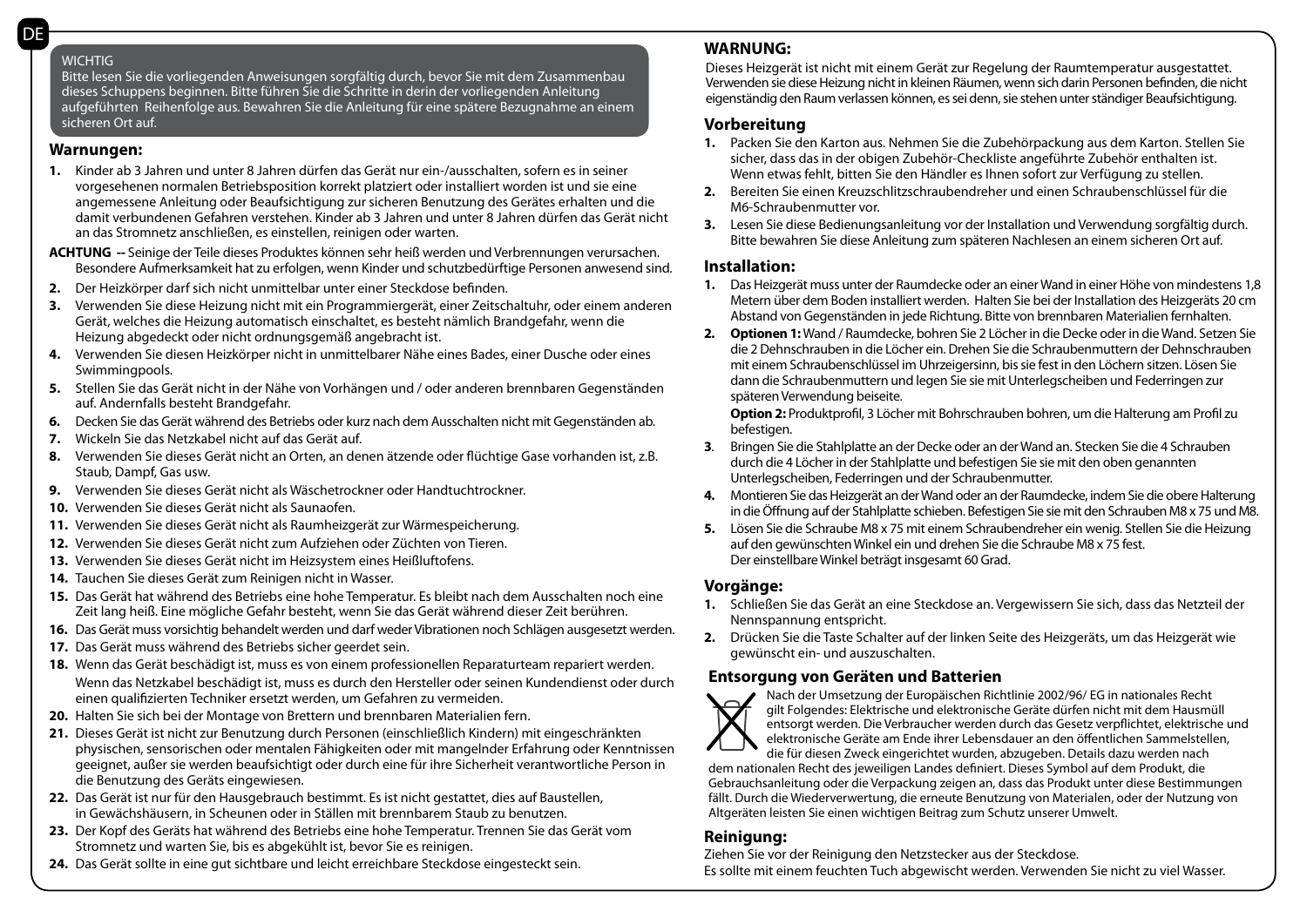WICHTIG
Bitte lesen Sie die vorliegenden Anweisungen sorgfältig durch, bevor Sie mit dem Zusammenbau dieses Schuppens beginnen. Bitte führen Sie die Schritte in derin der vorliegenden Anleitung aufgeführten Reihenfolge aus. Bewahren Sie die Anleitung für eine spätere Bezugnahme an einem sicheren Ort auf.

## Warnungen:

1. Kinder ab 3 Jahren und unter 8 Jahren dürfen das Gerät nur ein-/ausschalten, sofern es in seiner vorgesehenen normalen Betriebsposition korrekt platziert oder installiert worden ist und sie eine angemessene Anleitung oder Beaufsichtigung zur sicheren Benutzung des Gerätes erhalten und die damit verbundenen Gefahren verstehen. Kinder ab 3 Jahren und unter 8 Jahren dürfen das Gerät nicht an das Stromnetz anschließen, es einstellen, reinigen oder warten.

**ACHTUNG --** Seinige der Teile dieses Produktes können sehr heiß werden und Verbrennungen verursachen. Besondere Aufmerksamkeit hat zu erfolgen, wenn Kinder und schutzbedürftige Personen anwesend sind.

2. Der Heizkörper darf sich nicht unmittelbar unter einer Steckdose befinden.
3. Verwenden Sie diese Heizung nicht mit ein Programmiergerät, einer Zeitschaltuhr, oder einem anderen Gerät, welches die Heizung automatisch einschaltet, es besteht nämlich Brandgefahr, wenn die Heizung abgedeckt oder nicht ordnungsgemäß angebracht ist.
4. Verwenden Sie diesen Heizkörper nicht in unmittelbarer Nähe eines Bades, einer Dusche oder eines Swimmingpools.
5. Stellen Sie das Gerät nicht in der Nähe von Vorhängen und / oder anderen brennbaren Gegenständen auf. Andernfalls besteht Brandgefahr.
6. Decken Sie das Gerät während des Betriebs oder kurz nach dem Ausschalten nicht mit Gegenständen ab.
7. Wickeln Sie das Netzkabel nicht auf das Gerät auf.
8. Verwenden Sie dieses Gerät nicht an Orten, an denen ätzende oder flüchtige Gase vorhanden ist, z.B. Staub, Dampf, Gas usw.
9. Verwenden Sie dieses Gerät nicht als Wäschetrockner oder Handtuchtrockner.
10. Verwenden Sie dieses Gerät nicht als Saunaofen.
11. Verwenden Sie dieses Gerät nicht als Raumheizgerät zur Wärmespeicherung.
12. Verwenden Sie dieses Gerät nicht zum Aufziehen oder Züchten von Tieren.
13. Verwenden Sie dieses Gerät nicht im Heizsystem eines Heißluftofens.
14. Tauchen Sie dieses Gerät zum Reinigen nicht in Wasser.
15. Das Gerät hat während des Betriebs eine hohe Temperatur. Es bleibt nach dem Ausschalten noch eine Zeit lang heiß. Eine mögliche Gefahr besteht, wenn Sie das Gerät während dieser Zeit berühren.
16. Das Gerät muss vorsichtig behandelt werden und darf weder Vibrationen noch Schlägen ausgesetzt werden.
17. Das Gerät muss während des Betriebs sicher geerdet sein.
18. Wenn das Gerät beschädigt ist, muss es von einem professionellen Reparaturteam repariert werden. Wenn das Netzkabel beschädigt ist, muss es durch den Hersteller oder seinen Kundendienst oder durch einen qualifizierten Techniker ersetzt werden, um Gefahren zu vermeiden.
20. Halten Sie sich bei der Montage von Brettern und brennbaren Materialien fern.
21. Dieses Gerät ist nicht zur Benutzung durch Personen (einschließlich Kindern) mit eingeschränkten physischen, sensorischen oder mentalen Fähigkeiten oder mit mangelnder Erfahrung oder Kenntnissen geeignet, außer sie werden beaufsichtigt oder durch eine für ihre Sicherheit verantwortliche Person in die Benutzung des Geräts eingewiesen.
22. Das Gerät ist nur für den Hausgebrauch bestimmt. Es ist nicht gestattet, dies auf Baustellen, in Gewächshäusern, in Scheunen oder in Ställen mit brennbarem Staub zu benutzen.
23. Der Kopf des Geräts hat während des Betriebs eine hohe Temperatur. Trennen Sie das Gerät vom Stromnetz und warten Sie, bis es abgekühlt ist, bevor Sie es reinigen.
24. Das Gerät sollte in eine gut sichtbare und leicht erreichbare Steckdose eingesteckt sein.

## WARNUNG:

Dieses Heizgerät ist nicht mit einem Gerät zur Regelung der Raumtemperatur ausgestattet. Verwenden sie diese Heizung nicht in kleinen Räumen, wenn sich darin Personen befinden, die nicht eigenständig den Raum verlassen können, es sei denn, sie stehen unter ständiger Beaufsichtigung.

## Vorbereitung

1. Packen Sie den Karton aus. Nehmen Sie die Zubehörpackung aus dem Karton. Stellen Sie sicher, dass das in der obigen Zubehör-Checkliste angeführte Zubehör enthalten ist. Wenn etwas fehlt, bitten Sie den Händler es Ihnen sofort zur Verfügung zu stellen.
2. Bereiten Sie einen Kreuzschlitzschraubendreher und einen Schraubenschlüssel für die M6-Schraubenmutter vor.
3. Lesen Sie diese Bedienungsanleitung vor der Installation und Verwendung sorgfältig durch. Bitte bewahren Sie diese Anleitung zum späteren Nachlesen an einem sicheren Ort auf.

## Installation:

1. Das Heizgerät muss unter der Raumdecke oder an einer Wand in einer Höhe von mindestens 1,8 Metern über dem Boden installiert werden. Halten Sie bei der Installation des Heizgeräts 20 cm Abstand von Gegenständen in jede Richtung. Bitte von brennbaren Materialien fernhalten.
2. **Optionen 1:** Wand / Raumdecke, bohren Sie 2 Löcher in die Decke oder in die Wand. Setzen Sie die 2 Dehnschrauben in die Löcher ein. Drehen Sie die Schraubenmuttern der Dehnschrauben mit einem Schraubenschlüssel im Uhrzeigersinn, bis sie fest in den Löchern sitzen. Lösen Sie dann die Schraubenmuttern und legen Sie sie mit Unterlegscheiben und Federringen zur späteren Verwendung beiseite.
   **Option 2:** Produktprofil, 3 Löcher mit Bohrschrauben bohren, um die Halterung am Profil zu befestigen.
3. Bringen Sie die Stahlplatte an der Decke oder an der Wand an. Stecken Sie die 4 Schrauben durch die 4 Löcher in der Stahlplatte und befestigen Sie sie mit den oben genannten Unterlegscheiben, Federringen und der Schraubenmutter.
4. Montieren Sie das Heizgerät an der Wand oder an der Raumdecke, indem Sie die obere Halterung in die Öffnung auf der Stahlplatte schieben. Befestigen Sie sie mit den Schrauben M8 x 75 und M8.
5. Lösen Sie die Schraube M8 x 75 mit einem Schraubendreher ein wenig. Stellen Sie die Heizung auf den gewünschten Winkel ein und drehen Sie die Schraube M8 x 75 fest.
   Der einstellbare Winkel beträgt insgesamt 60 Grad.

## Vorgänge:

1. Schließen Sie das Gerät an eine Steckdose an. Vergewissern Sie sich, dass das Netzteil der Nennspannung entspricht.
2. Drücken Sie die Taste Schalter auf der linken Seite des Heizgeräts, um das Heizgerät wie gewünscht ein- und auszuschalten.

## Entsorgung von Geräten und Batterien

Nach der Umsetzung der Europäischen Richtlinie 2002/96/ EG in nationales Recht gilt Folgendes: Elektrische und elektronische Geräte dürfen nicht mit dem Hausmüll entsorgt werden. Die Verbraucher werden durch das Gesetz verpflichtet, elektrische und elektronische Geräte am Ende ihrer Lebensdauer an den öffentlichen Sammelstellen, die für diesen Zweck eingerichtet wurden, abzugeben. Details dazu werden nach dem nationalen Recht des jeweiligen Landes definiert. Dieses Symbol auf dem Produkt, die Gebrauchsanleitung oder die Verpackung zeigen an, dass das Produkt unter diese Bestimmungen fällt. Durch die Wiederverwertung, die erneute Benutzung von Materialien, oder der Nutzung von Altgeräten leisten Sie einen wichtigen Beitrag zum Schutz unserer Umwelt.

## Reinigung:

Ziehen Sie vor der Reinigung den Netzstecker aus der Steckdose.
Es sollte mit einem feuchten Tuch abgewischt werden. Verwenden Sie nicht zu viel Wasser.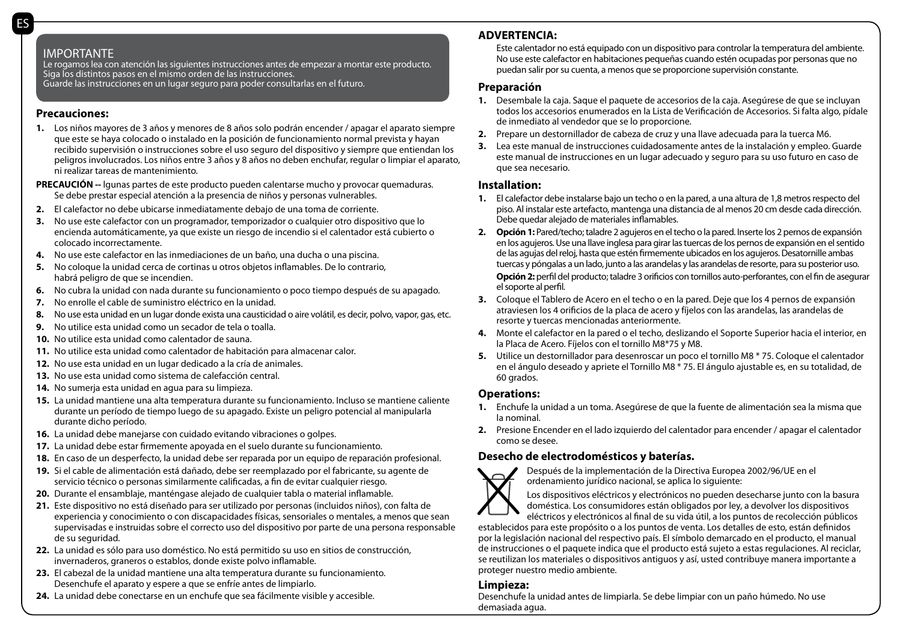ES

## IMPORTANTE

Le rogamos lea con atención las siguientes instrucciones antes de empezar a montar este producto.
Siga los distintos pasos en el mismo orden de las instrucciones.
Guarde las instrucciones en un lugar seguro para poder consultarlas en el futuro.

### Precauciones:

1. Los niños mayores de 3 años y menores de 8 años solo podrán encender / apagar el aparato siempre que este se haya colocado o instalado en la posición de funcionamiento normal prevista y hayan recibido supervisión o instrucciones sobre el uso seguro del dispositivo y siempre que entiendan los peligros involucrados. Los niños entre 3 años y 8 años no deben enchufar, regular o limpiar el aparato, ni realizar tareas de mantenimiento.

**PRECAUCIÓN --** lgunas partes de este producto pueden calentarse mucho y provocar quemaduras. Se debe prestar especial atención a la presencia de niños y personas vulnerables.

2. El calefactor no debe ubicarse inmediatamente debajo de una toma de corriente.
3. No use este calefactor con un programador, temporizador o cualquier otro dispositivo que lo encienda automáticamente, ya que existe un riesgo de incendio si el calentador está cubierto o colocado incorrectamente.
4. No use este calefactor en las inmediaciones de un baño, una ducha o una piscina.
5. No coloque la unidad cerca de cortinas u otros objetos inflamables. De lo contrario, habrá peligro de que se incendien.
6. No cubra la unidad con nada durante su funcionamiento o poco tiempo después de su apagado.
7. No enrolle el cable de suministro eléctrico en la unidad.
8. No use esta unidad en un lugar donde exista una causticidad o aire volátil, es decir, polvo, vapor, gas, etc.
9. No utilice esta unidad como un secador de tela o toalla.
10. No utilice esta unidad como calentador de sauna.
11. No utilice esta unidad como calentador de habitación para almacenar calor.
12. No use esta unidad en un lugar dedicado a la cría de animales.
13. No use esta unidad como sistema de calefacción central.
14. No sumerja esta unidad en agua para su limpieza.
15. La unidad mantiene una alta temperatura durante su funcionamiento. Incluso se mantiene caliente durante un período de tiempo luego de su apagado. Existe un peligro potencial al manipularla durante dicho período.
16. La unidad debe manejarse con cuidado evitando vibraciones o golpes.
17. La unidad debe estar firmemente apoyada en el suelo durante su funcionamiento.
18. En caso de un desperfecto, la unidad debe ser reparada por un equipo de reparación profesional.
19. Si el cable de alimentación está dañado, debe ser reemplazado por el fabricante, su agente de servicio técnico o personas similarmente calificadas, a fin de evitar cualquier riesgo.
20. Durante el ensamblaje, manténgase alejado de cualquier tabla o material inflamable.
21. Este dispositivo no está diseñado para ser utilizado por personas (incluidos niños), con falta de experiencia y conocimiento o con discapacidades físicas, sensoriales o mentales, a menos que sean supervisadas e instruidas sobre el correcto uso del dispositivo por parte de una persona responsable de su seguridad.
22. La unidad es sólo para uso doméstico. No está permitido su uso en sitios de construcción, invernaderos, graneros o establos, donde existe polvo inflamable.
23. El cabezal de la unidad mantiene una alta temperatura durante su funcionamiento. Desenchufe el aparato y espere a que se enfríe antes de limpiarlo.
24. La unidad debe conectarse en un enchufe que sea fácilmente visible y accesible.

### ADVERTENCIA:

Este calentador no está equipado con un dispositivo para controlar la temperatura del ambiente. No use este calefactor en habitaciones pequeñas cuando estén ocupadas por personas que no puedan salir por su cuenta, a menos que se proporcione supervisión constante.

### Preparación

1. Desembale la caja. Saque el paquete de accesorios de la caja. Asegúrese de que se incluyan todos los accesorios enumerados en la Lista de Verificación de Accesorios. Si falta algo, pídale de inmediato al vendedor que se lo proporcione.
2. Prepare un destornillador de cabeza de cruz y una llave adecuada para la tuerca M6.
3. Lea este manual de instrucciones cuidadosamente antes de la instalación y empleo. Guarde este manual de instrucciones en un lugar adecuado y seguro para su uso futuro en caso de que sea necesario.

### Installation:

1. El calefactor debe instalarse bajo un techo o en la pared, a una altura de 1,8 metros respecto del piso. Al instalar este artefacto, mantenga una distancia de al menos 20 cm desde cada dirección. Debe quedar alejado de materiales inflamables.
2. **Opción 1:** Pared/techo; taladre 2 agujeros en el techo o la pared. Inserte los 2 pernos de expansión en los agujeros. Use una llave inglesa para girar las tuercas de los pernos de expansión en el sentido de las agujas del reloj, hasta que estén firmemente ubicados en los agujeros. Desatornille ambas tuercas y póngalas a un lado, junto a las arandelas y las arandelas de resorte, para su posterior uso.
   **Opción 2:** perfil del producto; taladre 3 orificios con tornillos auto-perforantes, con el fin de asegurar el soporte al perfil.
3. Coloque el Tablero de Acero en el techo o en la pared. Deje que los 4 pernos de expansión atraviesen los 4 orificios de la placa de acero y fíjelos con las arandelas, las arandelas de resorte y tuercas mencionadas anteriormente.
4. Monte el calefactor en la pared o el techo, deslizando el Soporte Superior hacia el interior, en la Placa de Acero. Fíjelos con el tornillo M8*75 y M8.
5. Utilice un destornillador para desenroscar un poco el tornillo M8 * 75. Coloque el calentador en el ángulo deseado y apriete el Tornillo M8 * 75. El ángulo ajustable es, en su totalidad, de 60 grados.

### Operations:

1. Enchufe la unidad a un toma. Asegúrese de que la fuente de alimentación sea la misma que la nominal.
2. Presione Encender en el lado izquierdo del calentador para encender / apagar el calentador como se desee.

### Desecho de electrodomésticos y baterías.

Después de la implementación de la Directiva Europea 2002/96/UE en el ordenamiento jurídico nacional, se aplica lo siguiente:

Los dispositivos eléctricos y electrónicos no pueden desecharse junto con la basura doméstica. Los consumidores están obligados por ley, a devolver los dispositivos eléctricos y electrónicos al final de su vida útil, a los puntos de recolección públicos establecidos para este propósito o a los puntos de venta. Los detalles de esto, están definidos por la legislación nacional del respectivo país. El símbolo demarcado en el producto, el manual de instrucciones o el paquete indica que el producto está sujeto a estas regulaciones. Al reciclar, se reutilizan los materiales o dispositivos antiguos y así, usted contribuye manera importante a proteger nuestro medio ambiente.

### Limpieza:

Desenchufe la unidad antes de limpiarla. Se debe limpiar con un paño húmedo. No use demasiada agua.